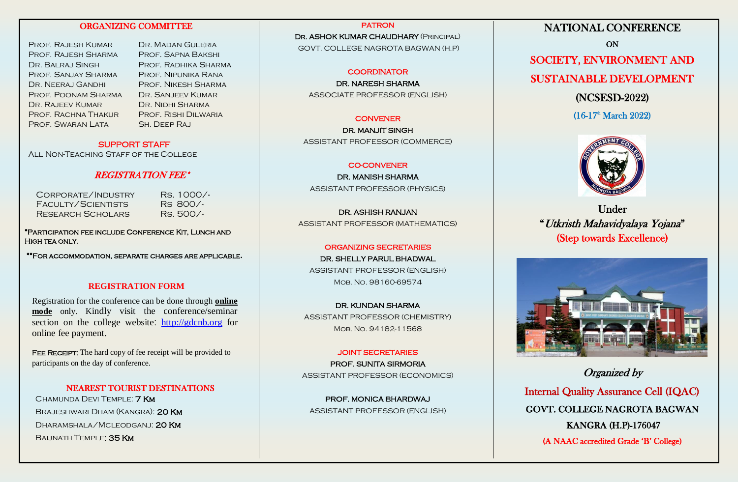## ORGANIZING COMMITTEE

| | |
|---|---|
| Prof. Rajesh Kumar | Dr. Madan Guleria |
| Prof. Rajesh Sharma | Prof. Sapna Bakshi |
| Dr. Balraj Singh | Prof. Radhika Sharma |
| Prof. Sanjay Sharma | Prof. Nipunika Rana |
| Dr. Neeraj Gandhi | Prof. Nikesh Sharma |
| Prof. Poonam Sharma | Dr. Sanjeev Kumar |
| Dr. Rajeev Kumar | Dr. Nidhi Sharma |
| Prof. Rachna Thakur | Prof. Rishi Dilwaria |
| Prof. Swaran Lata | Sh. Deep Raj |

### SUPPORT STAFF

All Non-Teaching Staff of the College

### *REGISTRATION FEE\**

| | |
|---|---|
| Corporate/Industry | Rs. 1000/- |
| Faculty/Scientists | Rs 800/- |
| Research Scholars | Rs. 500/- |

\*Participation fee include Conference Kit, Lunch and High tea only.

\*\*For accommodation, separate charges are applicable.

### REGISTRATION FORM

Registration for the conference can be done through **online mode** only. Kindly visit the conference/seminar section on the college website: http://gdcnb.org for online fee payment.

Fee Receipt: The hard copy of fee receipt will be provided to participants on the day of conference.

### NEAREST TOURIST DESTINATIONS

Chamunda Devi Temple: **7 Km**

Brajeshwari Dham (Kangra): **20 Km**

Dharamshala/Mcleodganj: **20 Km**

Baijnath Temple: **35 Km**

### PATRON

**Dr. ASHOK KUMAR CHAUDHARY** (Principal)
GOVT. COLLEGE NAGROTA BAGWAN (H.P)

### COORDINATOR

**DR. NARESH SHARMA**
ASSOCIATE PROFESSOR (ENGLISH)

### CONVENER

**DR. MANJIT SINGH**
ASSISTANT PROFESSOR (COMMERCE)

### CO-CONVENER

**DR. MANISH SHARMA**
ASSISTANT PROFESSOR (PHYSICS)

**DR. ASHISH RANJAN**
ASSISTANT PROFESSOR (MATHEMATICS)

### ORGANIZING SECRETARIES

**DR. SHELLY PARUL BHADWAL**
ASSISTANT PROFESSOR (ENGLISH)
Mob. No. 98160-69574

**DR. KUNDAN SHARMA**
ASSISTANT PROFESSOR (CHEMISTRY)
Mob. No. 94182-11568

### JOINT SECRETARIES

**PROF. SUNITA SIRMORIA**
ASSISTANT PROFESSOR (ECONOMICS)

**PROF. MONICA BHARDWAJ**
ASSISTANT PROFESSOR (ENGLISH)

# NATIONAL CONFERENCE

ON

# SOCIETY, ENVIRONMENT AND SUSTAINABLE DEVELOPMENT

## (NCSESD-2022)

**(16-17th March 2022)**

Under

*"Utkristh Mahavidyalaya Yojana"*

(Step towards Excellence)

*Organized by*

**Internal Quality Assurance Cell (IQAC)**

**GOVT. COLLEGE NAGROTA BAGWAN**

**KANGRA (H.P)-176047**

**(A NAAC accredited Grade 'B' College)**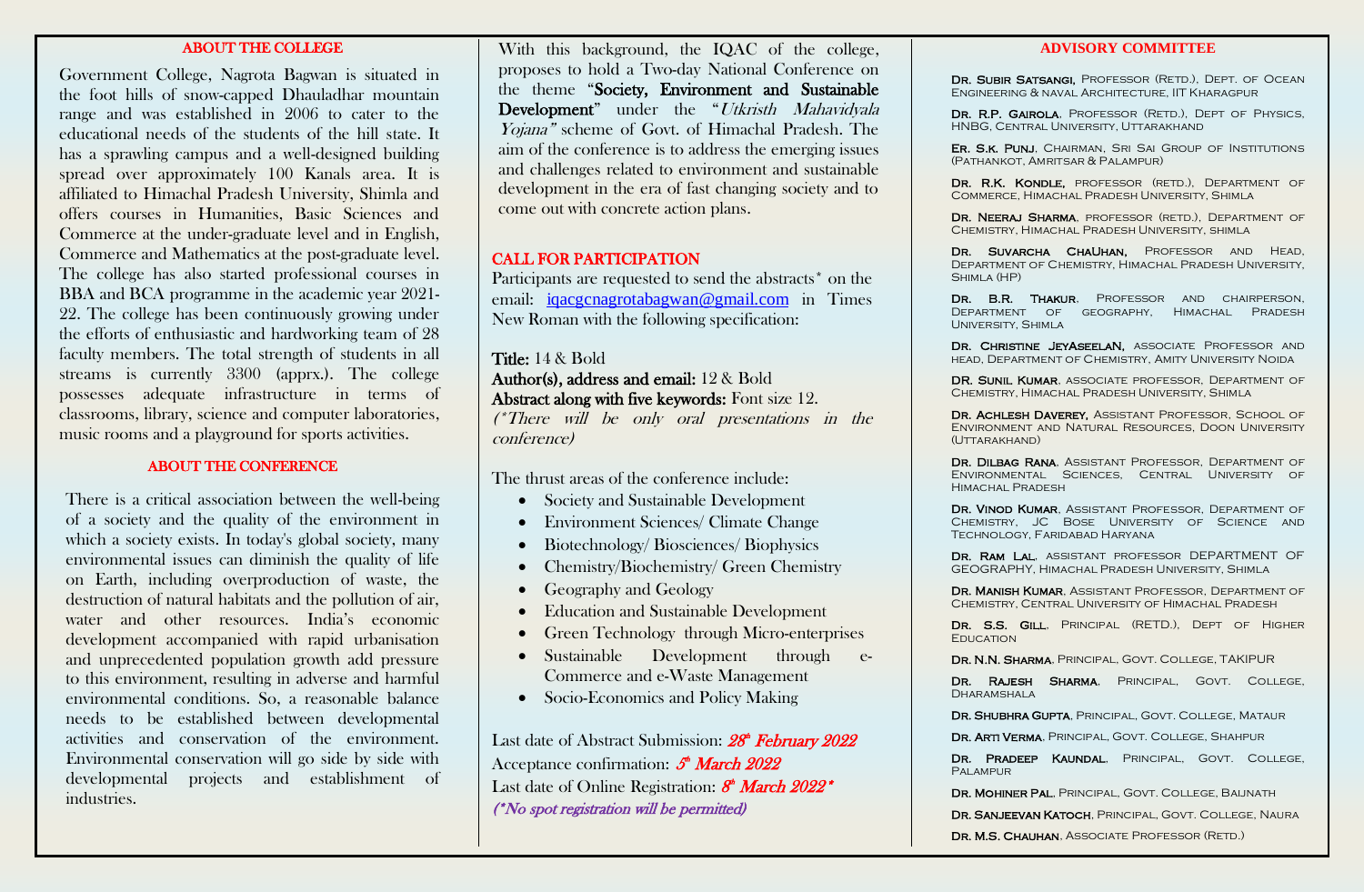## ABOUT THE COLLEGE

Government College, Nagrota Bagwan is situated in the foot hills of snow-capped Dhauladhar mountain range and was established in 2006 to cater to the educational needs of the students of the hill state. It has a sprawling campus and a well-designed building spread over approximately 100 Kanals area. It is affiliated to Himachal Pradesh University, Shimla and offers courses in Humanities, Basic Sciences and Commerce at the under-graduate level and in English, Commerce and Mathematics at the post-graduate level. The college has also started professional courses in BBA and BCA programme in the academic year 2021-22. The college has been continuously growing under the efforts of enthusiastic and hardworking team of 28 faculty members. The total strength of students in all streams is currently 3300 (apprx.). The college possesses adequate infrastructure in terms of classrooms, library, science and computer laboratories, music rooms and a playground for sports activities.

## ABOUT THE CONFERENCE

There is a critical association between the well-being of a society and the quality of the environment in which a society exists. In today's global society, many environmental issues can diminish the quality of life on Earth, including overproduction of waste, the destruction of natural habitats and the pollution of air, water and other resources. India's economic development accompanied with rapid urbanisation and unprecedented population growth add pressure to this environment, resulting in adverse and harmful environmental conditions. So, a reasonable balance needs to be established between developmental activities and conservation of the environment. Environmental conservation will go side by side with developmental projects and establishment of industries.

With this background, the IQAC of the college, proposes to hold a Two-day National Conference on the theme "**Society, Environment and Sustainable Development**" under the "*Utkristh Mahavidyala Yojana"* scheme of Govt. of Himachal Pradesh. The aim of the conference is to address the emerging issues and challenges related to environment and sustainable development in the era of fast changing society and to come out with concrete action plans.

## CALL FOR PARTICIPATION

Participants are requested to send the abstracts* on the email: iqacgcnagrotabagwan@gmail.com in Times New Roman with the following specification:

**Title:** 14 & Bold
**Author(s), address and email:** 12 & Bold
**Abstract along with five keywords:** Font size 12.
*(*There will be only oral presentations in the conference)*

The thrust areas of the conference include:

- Society and Sustainable Development
- Environment Sciences/ Climate Change
- Biotechnology/ Biosciences/ Biophysics
- Chemistry/Biochemistry/ Green Chemistry
- Geography and Geology
- Education and Sustainable Development
- Green Technology through Micro-enterprises
- Sustainable Development through e-Commerce and e-Waste Management
- Socio-Economics and Policy Making

Last date of Abstract Submission: ***28th February 2022***
Acceptance confirmation: ***5th March 2022***
Last date of Online Registration: ***8th March 2022****
***(*No spot registration will be permitted)***

## ADVISORY COMMITTEE

**Dr. Subir Satsangi**, Professor (Retd.), Dept. of Ocean Engineering & Naval Architecture, IIT Kharagpur

**Dr. R.P. Gairola**, Professor (Retd.), Dept of Physics, HNBG, Central University, Uttarakhand

**Er. S.K. Punj**, Chairman, Sri Sai Group of Institutions (Pathankot, Amritsar & Palampur)

**Dr. R.K. Kondle,** Professor (Retd.), Department of Commerce, Himachal Pradesh University, Shimla

**Dr. Neeraj Sharma**, Professor (Retd.), Department of Chemistry, Himachal Pradesh University, Shimla

**Dr. Suvarcha Chauhan,** Professor and Head, Department of Chemistry, Himachal Pradesh University, Shimla (HP)

**Dr. B.R. Thakur**, Professor and Chairperson, Department of Geography, Himachal Pradesh University, Shimla

**Dr. Christine Jeyaseelan,** Associate Professor and Head, Department of Chemistry, Amity University Noida

**Dr. Sunil Kumar**, Associate Professor, Department of Chemistry, Himachal Pradesh University, Shimla

**Dr. Achlesh Daverey,** Assistant Professor, School of Environment and Natural Resources, Doon University (Uttarakhand)

**Dr. Dilbag Rana**, Assistant Professor, Department of Environmental Sciences, Central University of Himachal Pradesh

**Dr. Vinod Kumar**, Assistant Professor, Department of Chemistry, JC Bose University of Science and Technology, Faridabad Haryana

**Dr. Ram Lal**, Assistant Professor Department of Geography, Himachal Pradesh University, Shimla

**Dr. Manish Kumar**, Assistant Professor, Department of Chemistry, Central University of Himachal Pradesh

**Dr. S.S. Gill**, Principal (Retd.), Dept of Higher Education

**Dr. N.N. Sharma**, Principal, Govt. College, Takipur

**Dr. Rajesh Sharma**, Principal, Govt. College, Dharamshala

**Dr. Shubhra Gupta**, Principal, Govt. College, Mataur

**Dr. Arti Verma**, Principal, Govt. College, Shahpur

**Dr. Pradeep Kaundal**, Principal, Govt. College, Palampur

**Dr. Mohiner Pal**, Principal, Govt. College, Baijnath

**Dr. Sanjeevan Katoch**, Principal, Govt. College, Naura

**Dr. M.S. Chauhan**, Associate Professor (Retd.)